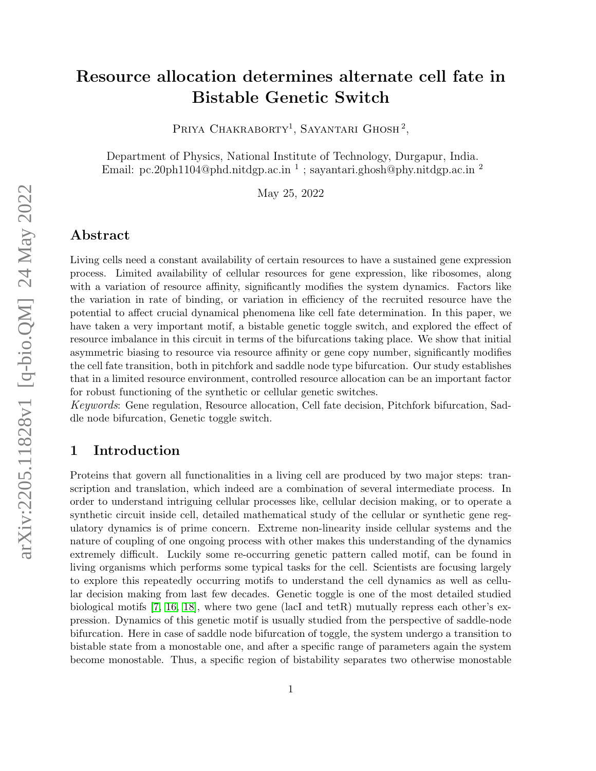# Resource allocation determines alternate cell fate in Bistable Genetic Switch

Priya Chakraborty[1], Sayantari Ghosh[2],

Department of Physics, National Institute of Technology, Durgapur, India.
Email: pc.20ph1104@phd.nitdgp.ac.in [1] ; sayantari.ghosh@phy.nitdgp.ac.in [2]

May 25, 2022

## Abstract

Living cells need a constant availability of certain resources to have a sustained gene expression process. Limited availability of cellular resources for gene expression, like ribosomes, along with a variation of resource affinity, significantly modifies the system dynamics. Factors like the variation in rate of binding, or variation in efficiency of the recruited resource have the potential to affect crucial dynamical phenomena like cell fate determination. In this paper, we have taken a very important motif, a bistable genetic toggle switch, and explored the effect of resource imbalance in this circuit in terms of the bifurcations taking place. We show that initial asymmetric biasing to resource via resource affinity or gene copy number, significantly modifies the cell fate transition, both in pitchfork and saddle node type bifurcation. Our study establishes that in a limited resource environment, controlled resource allocation can be an important factor for robust functioning of the synthetic or cellular genetic switches.

*Keywords*: Gene regulation, Resource allocation, Cell fate decision, Pitchfork bifurcation, Saddle node bifurcation, Genetic toggle switch.

## 1 Introduction

Proteins that govern all functionalities in a living cell are produced by two major steps: transcription and translation, which indeed are a combination of several intermediate process. In order to understand intriguing cellular processes like, cellular decision making, or to operate a synthetic circuit inside cell, detailed mathematical study of the cellular or synthetic gene regulatory dynamics is of prime concern. Extreme non-linearity inside cellular systems and the nature of coupling of one ongoing process with other makes this understanding of the dynamics extremely difficult. Luckily some re-occurring genetic pattern called motif, can be found in living organisms which performs some typical tasks for the cell. Scientists are focusing largely to explore this repeatedly occurring motifs to understand the cell dynamics as well as cellular decision making from last few decades. Genetic toggle is one of the most detailed studied biological motifs [7, 16, 18], where two gene (lacI and tetR) mutually repress each other's expression. Dynamics of this genetic motif is usually studied from the perspective of saddle-node bifurcation. Here in case of saddle node bifurcation of toggle, the system undergo a transition to bistable state from a monostable one, and after a specific range of parameters again the system become monostable. Thus, a specific region of bistability separates two otherwise monostable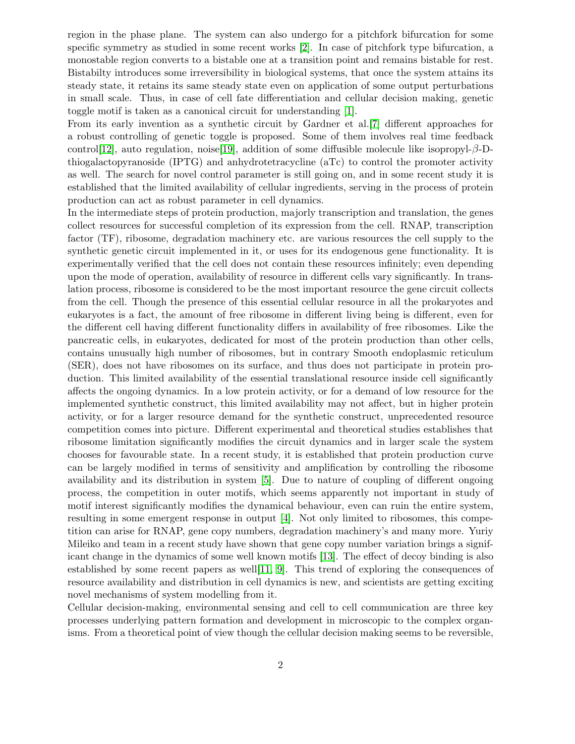region in the phase plane. The system can also undergo for a pitchfork bifurcation for some specific symmetry as studied in some recent works [2]. In case of pitchfork type bifurcation, a monostable region converts to a bistable one at a transition point and remains bistable for rest. Bistabilty introduces some irreversibility in biological systems, that once the system attains its steady state, it retains its same steady state even on application of some output perturbations in small scale. Thus, in case of cell fate differentiation and cellular decision making, genetic toggle motif is taken as a canonical circuit for understanding [1].

From its early invention as a synthetic circuit by Gardner et al.[7] different approaches for a robust controlling of genetic toggle is proposed. Some of them involves real time feedback control[12], auto regulation, noise[19], addition of some diffusible molecule like isopropyl-$\beta$-D-thiogalactopyranoside (IPTG) and anhydrotetracycline (aTc) to control the promoter activity as well. The search for novel control parameter is still going on, and in some recent study it is established that the limited availability of cellular ingredients, serving in the process of protein production can act as robust parameter in cell dynamics.

In the intermediate steps of protein production, majorly transcription and translation, the genes collect resources for successful completion of its expression from the cell. RNAP, transcription factor (TF), ribosome, degradation machinery etc. are various resources the cell supply to the synthetic genetic circuit implemented in it, or uses for its endogenous gene functionality. It is experimentally verified that the cell does not contain these resources infinitely; even depending upon the mode of operation, availability of resource in different cells vary significantly. In translation process, ribosome is considered to be the most important resource the gene circuit collects from the cell. Though the presence of this essential cellular resource in all the prokaryotes and eukaryotes is a fact, the amount of free ribosome in different living being is different, even for the different cell having different functionality differs in availability of free ribosomes. Like the pancreatic cells, in eukaryotes, dedicated for most of the protein production than other cells, contains unusually high number of ribosomes, but in contrary Smooth endoplasmic reticulum (SER), does not have ribosomes on its surface, and thus does not participate in protein production. This limited availability of the essential translational resource inside cell significantly affects the ongoing dynamics. In a low protein activity, or for a demand of low resource for the implemented synthetic construct, this limited availability may not affect, but in higher protein activity, or for a larger resource demand for the synthetic construct, unprecedented resource competition comes into picture. Different experimental and theoretical studies establishes that ribosome limitation significantly modifies the circuit dynamics and in larger scale the system chooses for favourable state. In a recent study, it is established that protein production curve can be largely modified in terms of sensitivity and amplification by controlling the ribosome availability and its distribution in system [5]. Due to nature of coupling of different ongoing process, the competition in outer motifs, which seems apparently not important in study of motif interest significantly modifies the dynamical behaviour, even can ruin the entire system, resulting in some emergent response in output [4]. Not only limited to ribosomes, this competition can arise for RNAP, gene copy numbers, degradation machinery's and many more. Yuriy Mileiko and team in a recent study have shown that gene copy number variation brings a significant change in the dynamics of some well known motifs [13]. The effect of decoy binding is also established by some recent papers as well[11, 9]. This trend of exploring the consequences of resource availability and distribution in cell dynamics is new, and scientists are getting exciting novel mechanisms of system modelling from it.

Cellular decision-making, environmental sensing and cell to cell communication are three key processes underlying pattern formation and development in microscopic to the complex organisms. From a theoretical point of view though the cellular decision making seems to be reversible,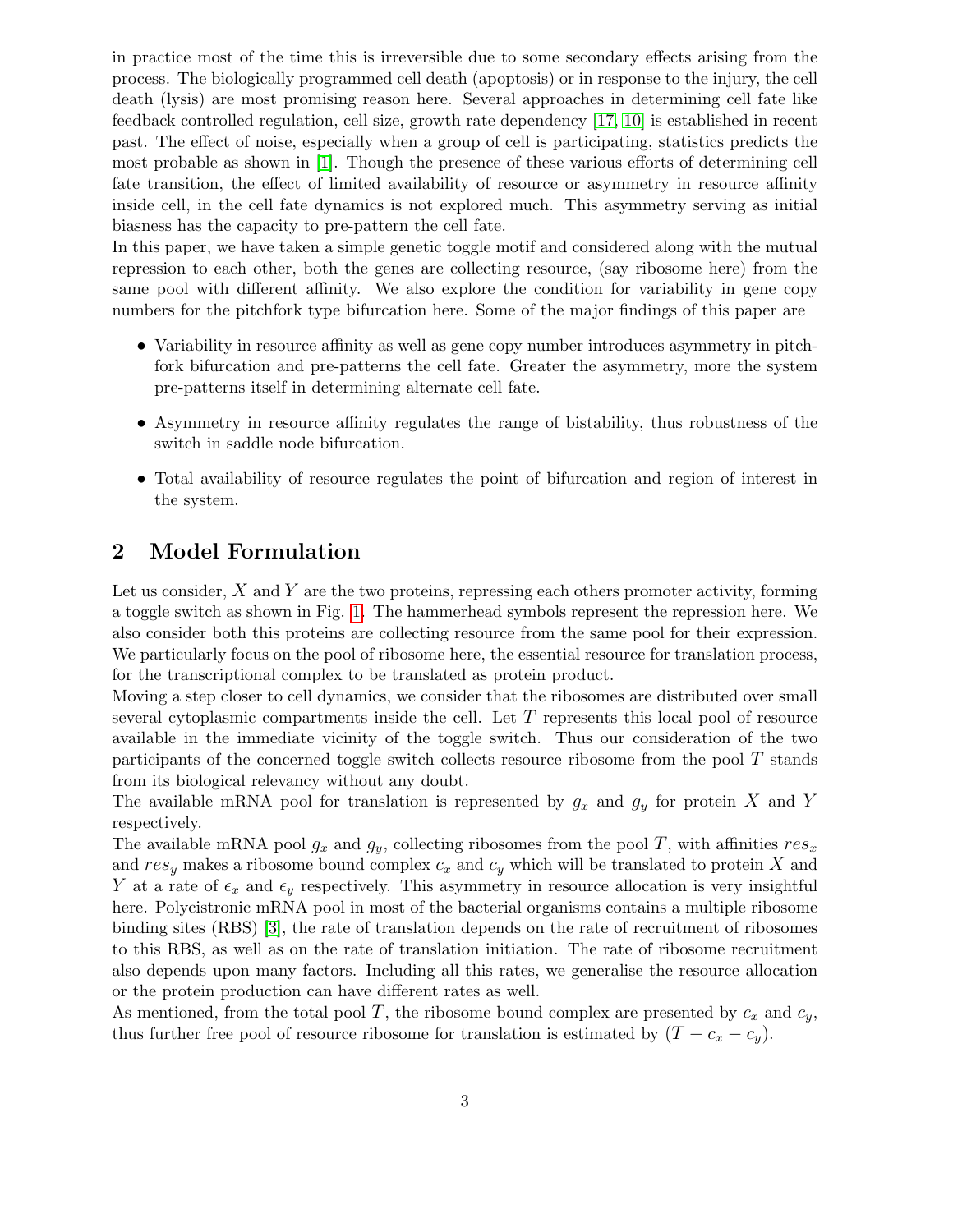in practice most of the time this is irreversible due to some secondary effects arising from the process. The biologically programmed cell death (apoptosis) or in response to the injury, the cell death (lysis) are most promising reason here. Several approaches in determining cell fate like feedback controlled regulation, cell size, growth rate dependency [17, 10] is established in recent past. The effect of noise, especially when a group of cell is participating, statistics predicts the most probable as shown in [1]. Though the presence of these various efforts of determining cell fate transition, the effect of limited availability of resource or asymmetry in resource affinity inside cell, in the cell fate dynamics is not explored much. This asymmetry serving as initial biasness has the capacity to pre-pattern the cell fate.

In this paper, we have taken a simple genetic toggle motif and considered along with the mutual repression to each other, both the genes are collecting resource, (say ribosome here) from the same pool with different affinity. We also explore the condition for variability in gene copy numbers for the pitchfork type bifurcation here. Some of the major findings of this paper are

- Variability in resource affinity as well as gene copy number introduces asymmetry in pitchfork bifurcation and pre-patterns the cell fate. Greater the asymmetry, more the system pre-patterns itself in determining alternate cell fate.
- Asymmetry in resource affinity regulates the range of bistability, thus robustness of the switch in saddle node bifurcation.
- Total availability of resource regulates the point of bifurcation and region of interest in the system.

## 2 Model Formulation

Let us consider, $X$ and $Y$ are the two proteins, repressing each others promoter activity, forming a toggle switch as shown in Fig. 1. The hammerhead symbols represent the repression here. We also consider both this proteins are collecting resource from the same pool for their expression. We particularly focus on the pool of ribosome here, the essential resource for translation process, for the transcriptional complex to be translated as protein product.

Moving a step closer to cell dynamics, we consider that the ribosomes are distributed over small several cytoplasmic compartments inside the cell. Let $T$ represents this local pool of resource available in the immediate vicinity of the toggle switch. Thus our consideration of the two participants of the concerned toggle switch collects resource ribosome from the pool $T$ stands from its biological relevancy without any doubt.

The available mRNA pool for translation is represented by $g_x$ and $g_y$ for protein $X$ and $Y$ respectively.

The available mRNA pool $g_x$ and $g_y$, collecting ribosomes from the pool $T$, with affinities $res_x$ and $res_y$ makes a ribosome bound complex $c_x$ and $c_y$ which will be translated to protein $X$ and $Y$ at a rate of $\epsilon_x$ and $\epsilon_y$ respectively. This asymmetry in resource allocation is very insightful here. Polycistronic mRNA pool in most of the bacterial organisms contains a multiple ribosome binding sites (RBS) [3], the rate of translation depends on the rate of recruitment of ribosomes to this RBS, as well as on the rate of translation initiation. The rate of ribosome recruitment also depends upon many factors. Including all this rates, we generalise the resource allocation or the protein production can have different rates as well.

As mentioned, from the total pool $T$, the ribosome bound complex are presented by $c_x$ and $c_y$, thus further free pool of resource ribosome for translation is estimated by $(T - c_x - c_y)$.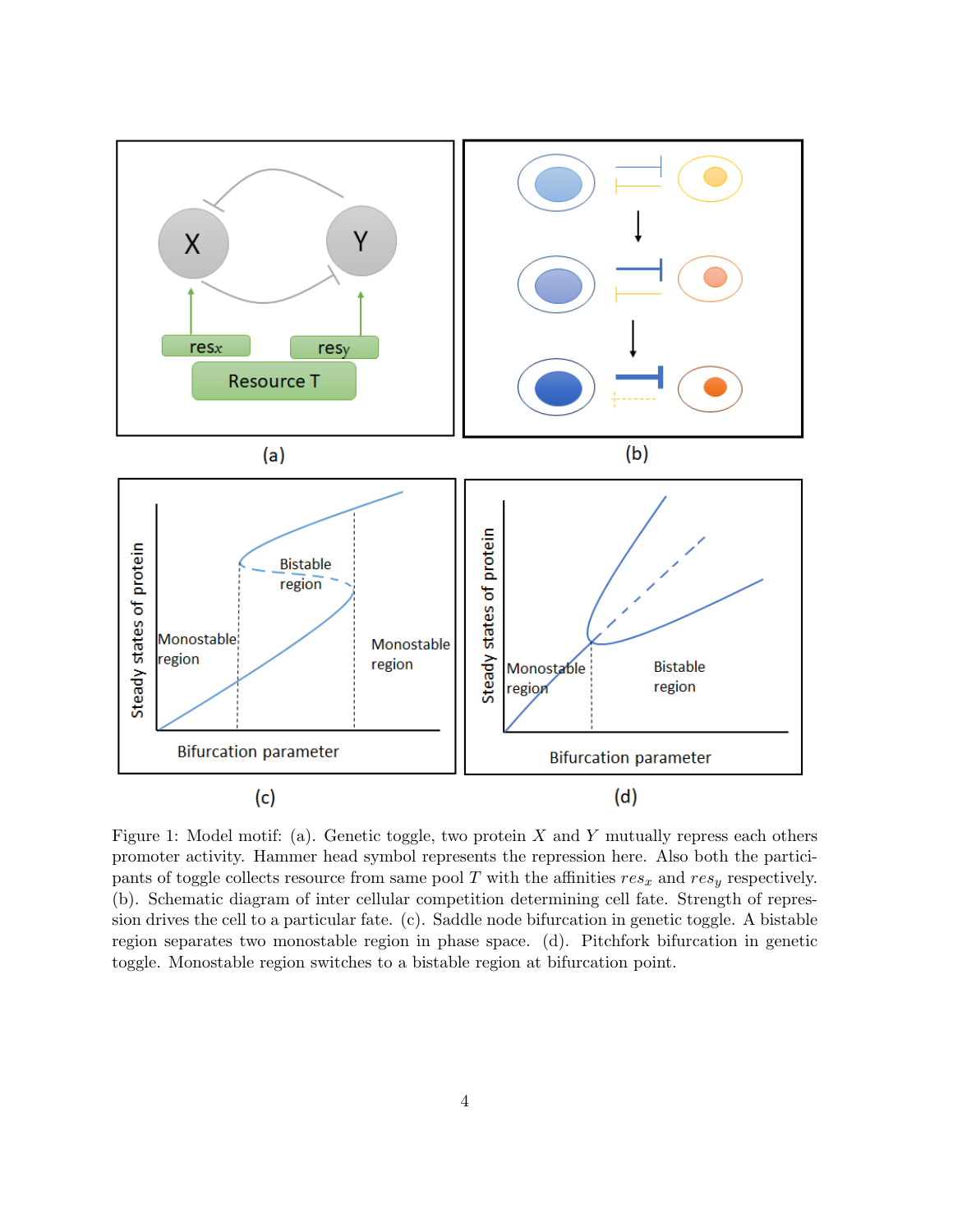Figure 1: Model motif: (a). Genetic toggle, two protein $X$ and $Y$ mutually repress each others promoter activity. Hammer head symbol represents the repression here. Also both the participants of toggle collects resource from same pool $T$ with the affinities $res_x$ and $res_y$ respectively. (b). Schematic diagram of inter cellular competition determining cell fate. Strength of repression drives the cell to a particular fate. (c). Saddle node bifurcation in genetic toggle. A bistable region separates two monostable region in phase space. (d). Pitchfork bifurcation in genetic toggle. Monostable region switches to a bistable region at bifurcation point.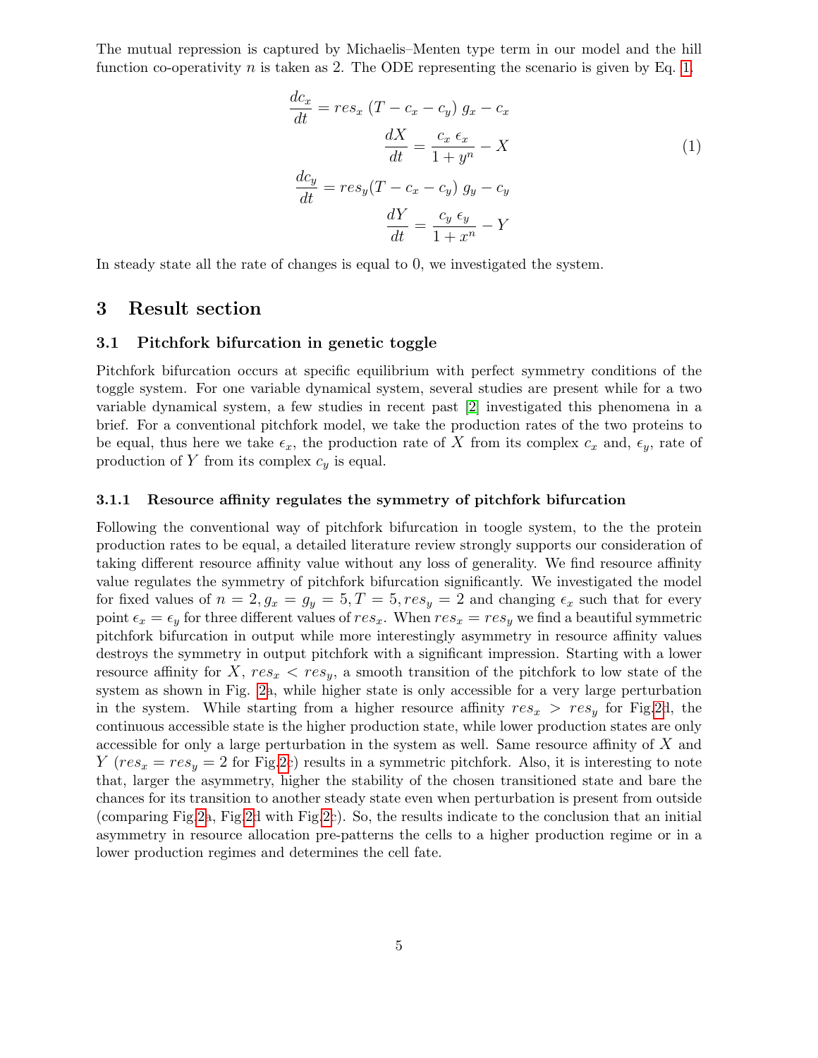The mutual repression is captured by Michaelis–Menten type term in our model and the hill function co-operativity $n$ is taken as 2. The ODE representing the scenario is given by Eq. 1.

$$
\begin{aligned}
\frac{dc_x}{dt} &= res_x \; (T - c_x - c_y) \; g_x - c_x \\
\frac{dX}{dt} &= \frac{c_x \; \epsilon_x}{1 + y^n} - X \\
\frac{dc_y}{dt} &= res_y (T - c_x - c_y) \; g_y - c_y \\
\frac{dY}{dt} &= \frac{c_y \; \epsilon_y}{1 + x^n} - Y
\end{aligned}
\tag{1}
$$

In steady state all the rate of changes is equal to 0, we investigated the system.

# 3 Result section

## 3.1 Pitchfork bifurcation in genetic toggle

Pitchfork bifurcation occurs at specific equilibrium with perfect symmetry conditions of the toggle system. For one variable dynamical system, several studies are present while for a two variable dynamical system, a few studies in recent past [2] investigated this phenomena in a brief. For a conventional pitchfork model, we take the production rates of the two proteins to be equal, thus here we take $\epsilon_x$, the production rate of $X$ from its complex $c_x$ and, $\epsilon_y$, rate of production of $Y$ from its complex $c_y$ is equal.

### 3.1.1 Resource affinity regulates the symmetry of pitchfork bifurcation

Following the conventional way of pitchfork bifurcation in toogle system, to the the protein production rates to be equal, a detailed literature review strongly supports our consideration of taking different resource affinity value without any loss of generality. We find resource affinity value regulates the symmetry of pitchfork bifurcation significantly. We investigated the model for fixed values of $n = 2, g_x = g_y = 5, T = 5, res_y = 2$ and changing $\epsilon_x$ such that for every point $\epsilon_x = \epsilon_y$ for three different values of $res_x$. When $res_x = res_y$ we find a beautiful symmetric pitchfork bifurcation in output while more interestingly asymmetry in resource affinity values destroys the symmetry in output pitchfork with a significant impression. Starting with a lower resource affinity for $X$, $res_x < res_y$, a smooth transition of the pitchfork to low state of the system as shown in Fig. 2a, while higher state is only accessible for a very large perturbation in the system. While starting from a higher resource affinity $res_x > res_y$ for Fig.2d, the continuous accessible state is the higher production state, while lower production states are only accessible for only a large perturbation in the system as well. Same resource affinity of $X$ and $Y$ ($res_x = res_y = 2$ for Fig.2c) results in a symmetric pitchfork. Also, it is interesting to note that, larger the asymmetry, higher the stability of the chosen transitioned state and bare the chances for its transition to another steady state even when perturbation is present from outside (comparing Fig.2a, Fig.2d with Fig.2c). So, the results indicate to the conclusion that an initial asymmetry in resource allocation pre-patterns the cells to a higher production regime or in a lower production regimes and determines the cell fate.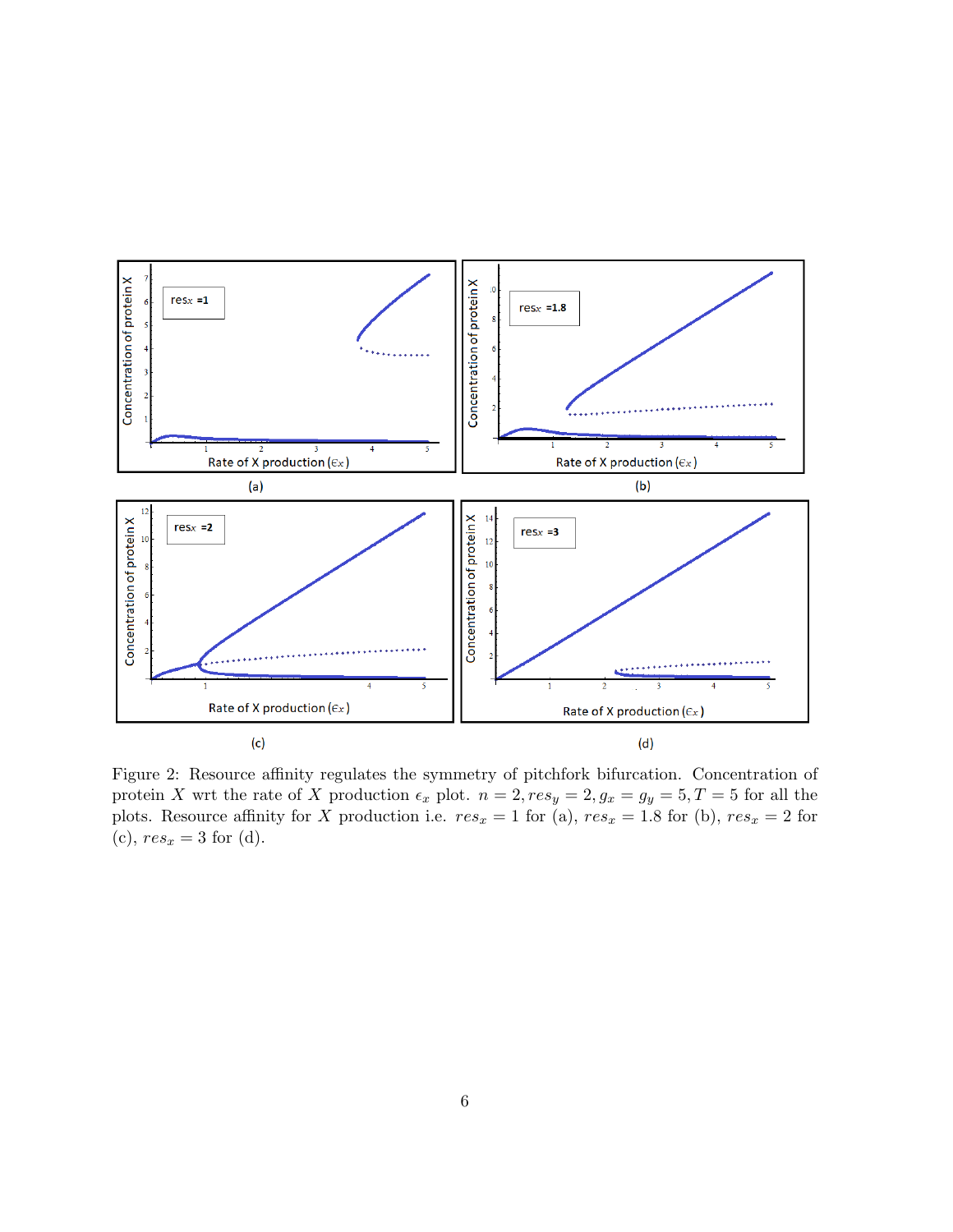Figure 2: Resource affinity regulates the symmetry of pitchfork bifurcation. Concentration of protein $X$ wrt the rate of $X$ production $\epsilon_x$ plot. $n = 2, res_y = 2, g_x = g_y = 5, T = 5$ for all the plots. Resource affinity for $X$ production i.e. $res_x = 1$ for (a), $res_x = 1.8$ for (b), $res_x = 2$ for (c), $res_x = 3$ for (d).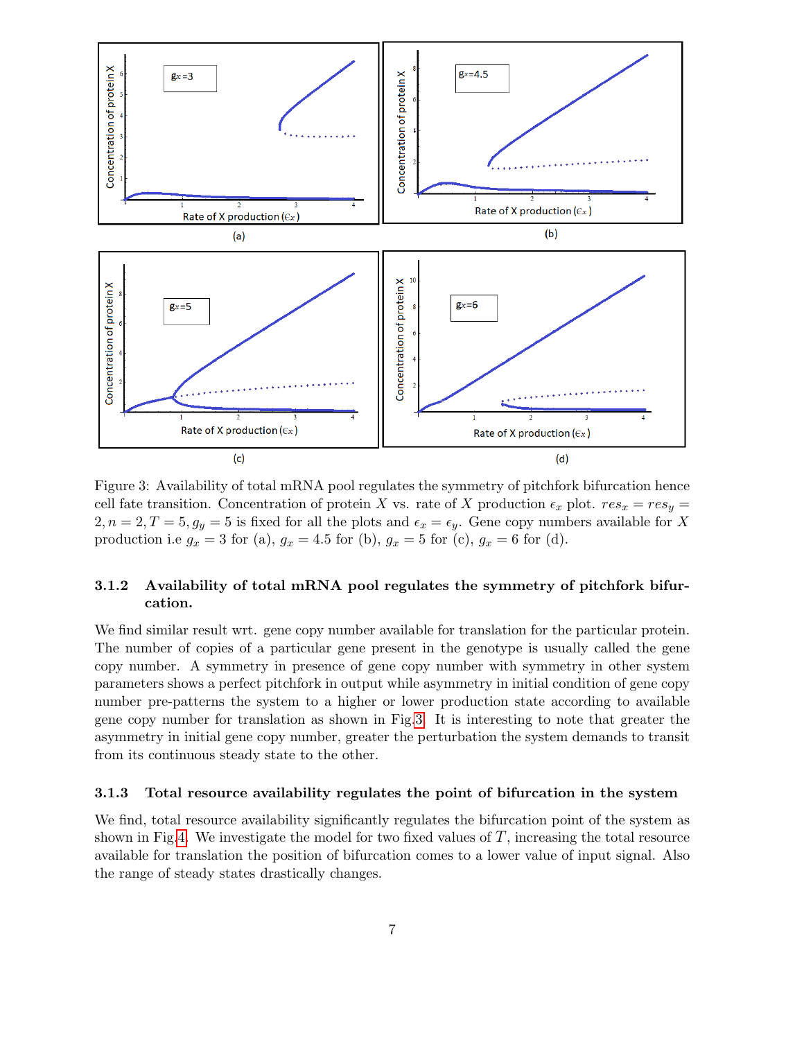Figure 3: Availability of total mRNA pool regulates the symmetry of pitchfork bifurcation hence cell fate transition. Concentration of protein $X$ vs. rate of $X$ production $\epsilon_x$ plot. $res_x = res_y = 2, n = 2, T = 5, g_y = 5$ is fixed for all the plots and $\epsilon_x = \epsilon_y$. Gene copy numbers available for $X$ production i.e $g_x = 3$ for (a), $g_x = 4.5$ for (b), $g_x = 5$ for (c), $g_x = 6$ for (d).

#### 3.1.2 Availability of total mRNA pool regulates the symmetry of pitchfork bifurcation.

We find similar result wrt. gene copy number available for translation for the particular protein. The number of copies of a particular gene present in the genotype is usually called the gene copy number. A symmetry in presence of gene copy number with symmetry in other system parameters shows a perfect pitchfork in output while asymmetry in initial condition of gene copy number pre-patterns the system to a higher or lower production state according to available gene copy number for translation as shown in Fig.3. It is interesting to note that greater the asymmetry in initial gene copy number, greater the perturbation the system demands to transit from its continuous steady state to the other.

#### 3.1.3 Total resource availability regulates the point of bifurcation in the system

We find, total resource availability significantly regulates the bifurcation point of the system as shown in Fig.4. We investigate the model for two fixed values of $T$, increasing the total resource available for translation the position of bifurcation comes to a lower value of input signal. Also the range of steady states drastically changes.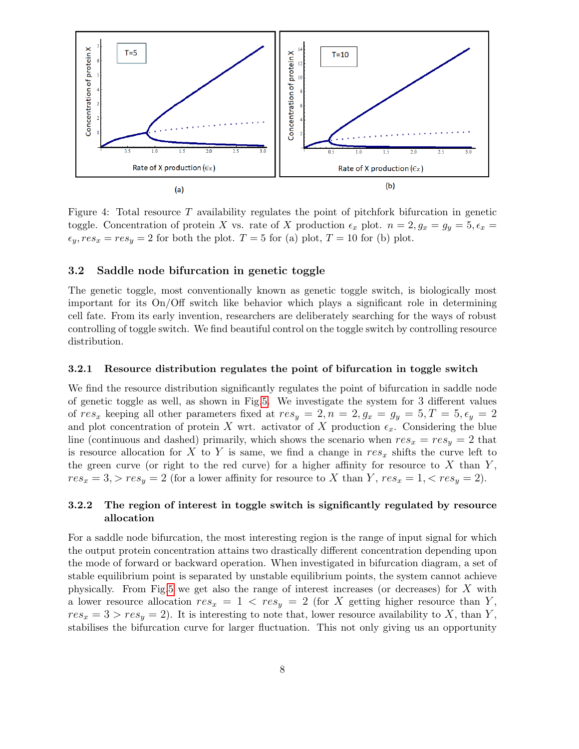Figure 4: Total resource $T$ availability regulates the point of pitchfork bifurcation in genetic toggle. Concentration of protein $X$ vs. rate of $X$ production $\epsilon_x$ plot. $n = 2, g_x = g_y = 5, \epsilon_x = \epsilon_y, res_x = res_y = 2$ for both the plot. $T = 5$ for (a) plot, $T = 10$ for (b) plot.

### 3.2 Saddle node bifurcation in genetic toggle

The genetic toggle, most conventionally known as genetic toggle switch, is biologically most important for its On/Off switch like behavior which plays a significant role in determining cell fate. From its early invention, researchers are deliberately searching for the ways of robust controlling of toggle switch. We find beautiful control on the toggle switch by controlling resource distribution.

#### 3.2.1 Resource distribution regulates the point of bifurcation in toggle switch

We find the resource distribution significantly regulates the point of bifurcation in saddle node of genetic toggle as well, as shown in Fig.5. We investigate the system for 3 different values of $res_x$ keeping all other parameters fixed at $res_y = 2, n = 2, g_x = g_y = 5, T = 5, \epsilon_y = 2$ and plot concentration of protein $X$ wrt. activator of $X$ production $\epsilon_x$. Considering the blue line (continuous and dashed) primarily, which shows the scenario when $res_x = res_y = 2$ that is resource allocation for $X$ to $Y$ is same, we find a change in $res_x$ shifts the curve left to the green curve (or right to the red curve) for a higher affinity for resource to $X$ than $Y$, $res_x = 3, > res_y = 2$ (for a lower affinity for resource to $X$ than $Y$, $res_x = 1, < res_y = 2$).

#### 3.2.2 The region of interest in toggle switch is significantly regulated by resource allocation

For a saddle node bifurcation, the most interesting region is the range of input signal for which the output protein concentration attains two drastically different concentration depending upon the mode of forward or backward operation. When investigated in bifurcation diagram, a set of stable equilibrium point is separated by unstable equilibrium points, the system cannot achieve physically. From Fig.5 we get also the range of interest increases (or decreases) for $X$ with a lower resource allocation $res_x = 1 < res_y = 2$ (for $X$ getting higher resource than $Y$, $res_x = 3 > res_y = 2$). It is interesting to note that, lower resource availability to $X$, than $Y$, stabilises the bifurcation curve for larger fluctuation. This not only giving us an opportunity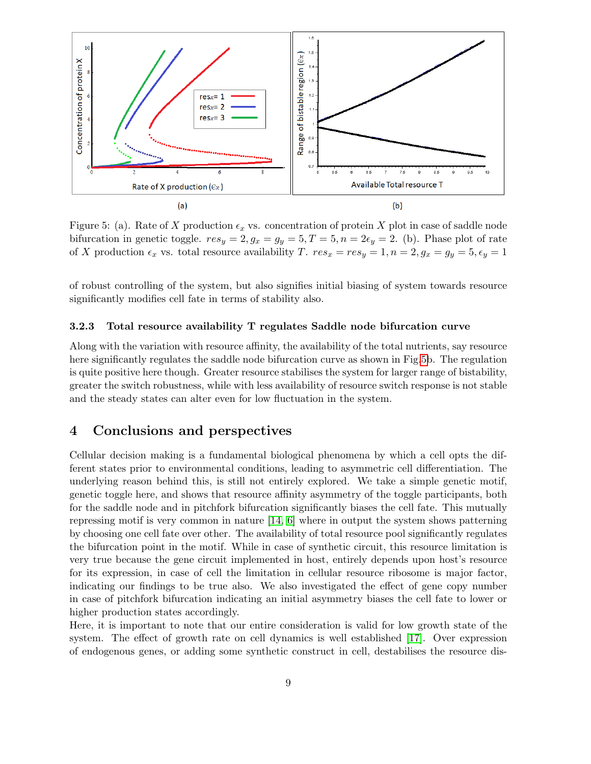Figure 5: (a). Rate of $X$ production $\epsilon_x$ vs. concentration of protein $X$ plot in case of saddle node bifurcation in genetic toggle. $res_y = 2, g_x = g_y = 5, T = 5, n = 2\epsilon_y = 2$. (b). Phase plot of rate of $X$ production $\epsilon_x$ vs. total resource availability $T$. $res_x = res_y = 1, n = 2, g_x = g_y = 5, \epsilon_y = 1$

of robust controlling of the system, but also signifies initial biasing of system towards resource significantly modifies cell fate in terms of stability also.

### 3.2.3 Total resource availability T regulates Saddle node bifurcation curve

Along with the variation with resource affinity, the availability of the total nutrients, say resource here significantly regulates the saddle node bifurcation curve as shown in Fig.5b. The regulation is quite positive here though. Greater resource stabilises the system for larger range of bistability, greater the switch robustness, while with less availability of resource switch response is not stable and the steady states can alter even for low fluctuation in the system.

# 4 Conclusions and perspectives

Cellular decision making is a fundamental biological phenomena by which a cell opts the different states prior to environmental conditions, leading to asymmetric cell differentiation. The underlying reason behind this, is still not entirely explored. We take a simple genetic motif, genetic toggle here, and shows that resource affinity asymmetry of the toggle participants, both for the saddle node and in pitchfork bifurcation significantly biases the cell fate. This mutually repressing motif is very common in nature [14, 6] where in output the system shows patterning by choosing one cell fate over other. The availability of total resource pool significantly regulates the bifurcation point in the motif. While in case of synthetic circuit, this resource limitation is very true because the gene circuit implemented in host, entirely depends upon host's resource for its expression, in case of cell the limitation in cellular resource ribosome is major factor, indicating our findings to be true also. We also investigated the effect of gene copy number in case of pitchfork bifurcation indicating an initial asymmetry biases the cell fate to lower or higher production states accordingly.
Here, it is important to note that our entire consideration is valid for low growth state of the system. The effect of growth rate on cell dynamics is well established [17]. Over expression of endogenous genes, or adding some synthetic construct in cell, destabilises the resource dis-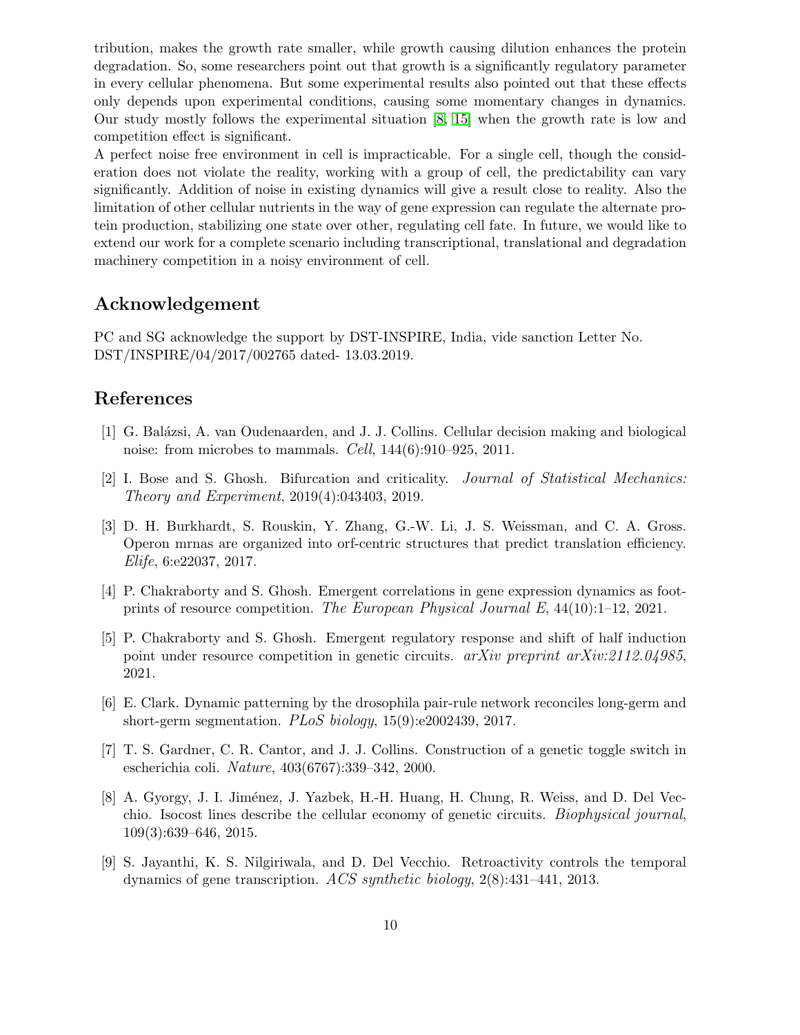tribution, makes the growth rate smaller, while growth causing dilution enhances the protein degradation. So, some researchers point out that growth is a significantly regulatory parameter in every cellular phenomena. But some experimental results also pointed out that these effects only depends upon experimental conditions, causing some momentary changes in dynamics. Our study mostly follows the experimental situation [8, 15] when the growth rate is low and competition effect is significant.

A perfect noise free environment in cell is impracticable. For a single cell, though the consideration does not violate the reality, working with a group of cell, the predictability can vary significantly. Addition of noise in existing dynamics will give a result close to reality. Also the limitation of other cellular nutrients in the way of gene expression can regulate the alternate protein production, stabilizing one state over other, regulating cell fate. In future, we would like to extend our work for a complete scenario including transcriptional, translational and degradation machinery competition in a noisy environment of cell.

## Acknowledgement

PC and SG acknowledge the support by DST-INSPIRE, India, vide sanction Letter No. DST/INSPIRE/04/2017/002765 dated- 13.03.2019.

## References

[1] G. Balázsi, A. van Oudenaarden, and J. J. Collins. Cellular decision making and biological noise: from microbes to mammals. *Cell*, 144(6):910–925, 2011.

[2] I. Bose and S. Ghosh. Bifurcation and criticality. *Journal of Statistical Mechanics: Theory and Experiment*, 2019(4):043403, 2019.

[3] D. H. Burkhardt, S. Rouskin, Y. Zhang, G.-W. Li, J. S. Weissman, and C. A. Gross. Operon mrnas are organized into orf-centric structures that predict translation efficiency. *Elife*, 6:e22037, 2017.

[4] P. Chakraborty and S. Ghosh. Emergent correlations in gene expression dynamics as footprints of resource competition. *The European Physical Journal E*, 44(10):1–12, 2021.

[5] P. Chakraborty and S. Ghosh. Emergent regulatory response and shift of half induction point under resource competition in genetic circuits. *arXiv preprint arXiv:2112.04985*, 2021.

[6] E. Clark. Dynamic patterning by the drosophila pair-rule network reconciles long-germ and short-germ segmentation. *PLoS biology*, 15(9):e2002439, 2017.

[7] T. S. Gardner, C. R. Cantor, and J. J. Collins. Construction of a genetic toggle switch in escherichia coli. *Nature*, 403(6767):339–342, 2000.

[8] A. Gyorgy, J. I. Jiménez, J. Yazbek, H.-H. Huang, H. Chung, R. Weiss, and D. Del Vecchio. Isocost lines describe the cellular economy of genetic circuits. *Biophysical journal*, 109(3):639–646, 2015.

[9] S. Jayanthi, K. S. Nilgiriwala, and D. Del Vecchio. Retroactivity controls the temporal dynamics of gene transcription. *ACS synthetic biology*, 2(8):431–441, 2013.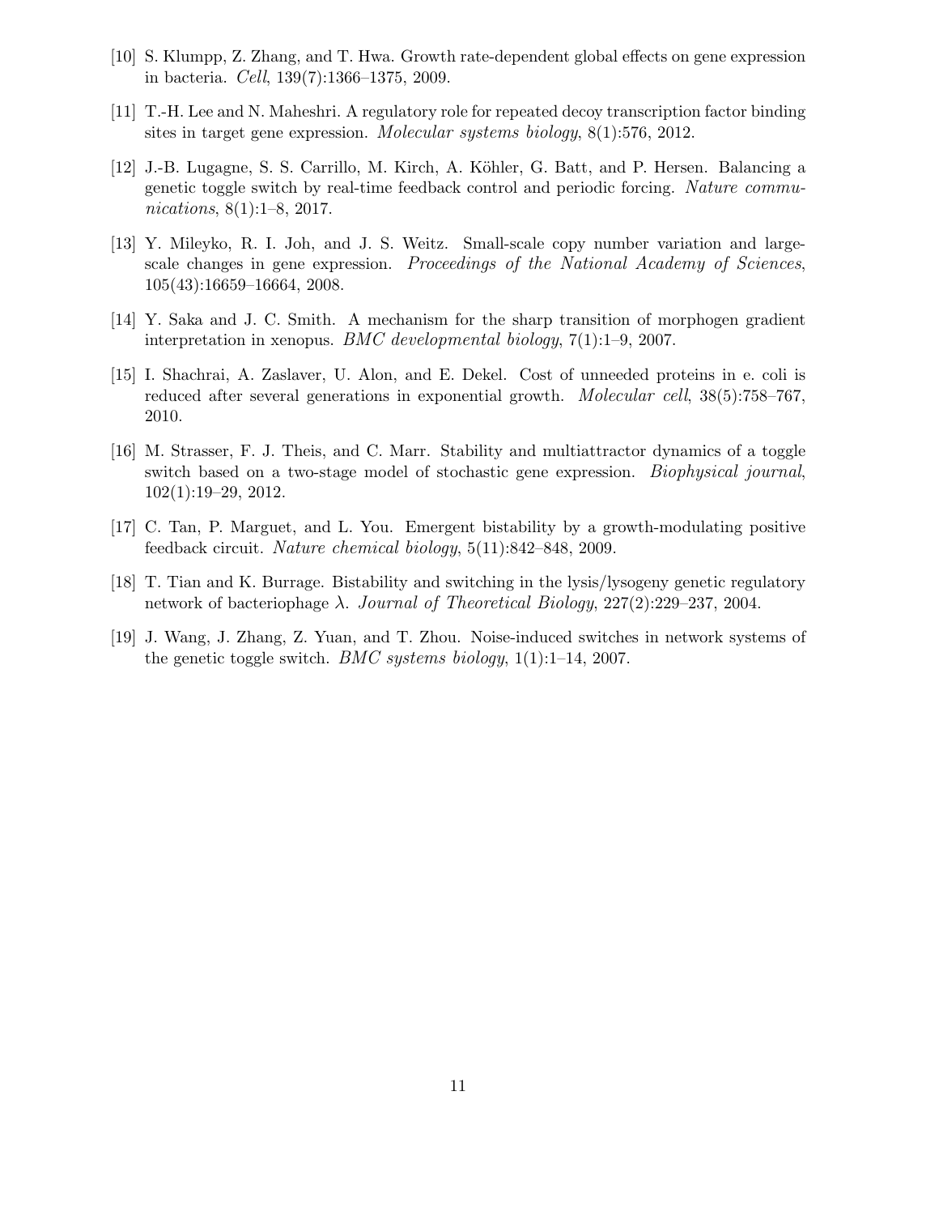[10] S. Klumpp, Z. Zhang, and T. Hwa. Growth rate-dependent global effects on gene expression in bacteria. *Cell*, 139(7):1366–1375, 2009.

[11] T.-H. Lee and N. Maheshri. A regulatory role for repeated decoy transcription factor binding sites in target gene expression. *Molecular systems biology*, 8(1):576, 2012.

[12] J.-B. Lugagne, S. S. Carrillo, M. Kirch, A. Köhler, G. Batt, and P. Hersen. Balancing a genetic toggle switch by real-time feedback control and periodic forcing. *Nature communications*, 8(1):1–8, 2017.

[13] Y. Mileyko, R. I. Joh, and J. S. Weitz. Small-scale copy number variation and large-scale changes in gene expression. *Proceedings of the National Academy of Sciences*, 105(43):16659–16664, 2008.

[14] Y. Saka and J. C. Smith. A mechanism for the sharp transition of morphogen gradient interpretation in xenopus. *BMC developmental biology*, 7(1):1–9, 2007.

[15] I. Shachrai, A. Zaslaver, U. Alon, and E. Dekel. Cost of unneeded proteins in e. coli is reduced after several generations in exponential growth. *Molecular cell*, 38(5):758–767, 2010.

[16] M. Strasser, F. J. Theis, and C. Marr. Stability and multiattractor dynamics of a toggle switch based on a two-stage model of stochastic gene expression. *Biophysical journal*, 102(1):19–29, 2012.

[17] C. Tan, P. Marguet, and L. You. Emergent bistability by a growth-modulating positive feedback circuit. *Nature chemical biology*, 5(11):842–848, 2009.

[18] T. Tian and K. Burrage. Bistability and switching in the lysis/lysogeny genetic regulatory network of bacteriophage $\lambda$. *Journal of Theoretical Biology*, 227(2):229–237, 2004.

[19] J. Wang, J. Zhang, Z. Yuan, and T. Zhou. Noise-induced switches in network systems of the genetic toggle switch. *BMC systems biology*, 1(1):1–14, 2007.